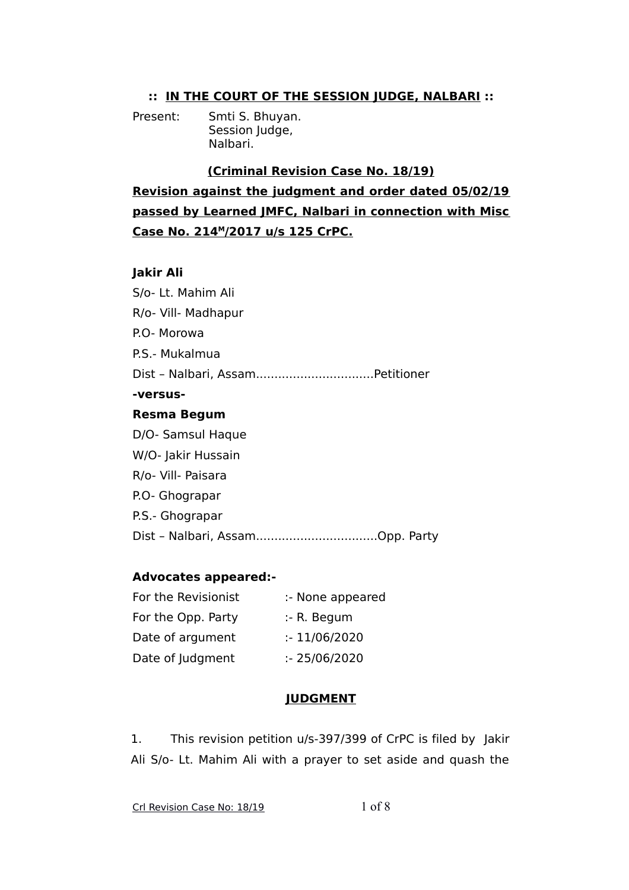**:: IN THE COURT OF THE SESSION JUDGE, NALBARI ::**

Present: Smti S. Bhuyan.
Session Judge,
Nalbari.

**(Criminal Revision Case No. 18/19)**

**Revision against the judgment and order dated 05/02/19 passed by Learned JMFC, Nalbari in connection with Misc Case No. 214M/2017 u/s 125 CrPC.**

**Jakir Ali**
S/o- Lt. Mahim Ali
R/o- Vill- Madhapur
P.O- Morowa
P.S.- Mukalmua
Dist – Nalbari, Assam................................Petitioner

**-versus-**

**Resma Begum**
D/O- Samsul Haque
W/O- Jakir Hussain
R/o- Vill- Paisara
P.O- Ghograpar
P.S.- Ghograpar
Dist – Nalbari, Assam................................Opp. Party

**Advocates appeared:-**

For the Revisionist :- None appeared
For the Opp. Party :- R. Begum
Date of argument :- 11/06/2020
Date of Judgment :- 25/06/2020

## JUDGMENT

1. This revision petition u/s-397/399 of CrPC is filed by Jakir Ali S/o- Lt. Mahim Ali with a prayer to set aside and quash the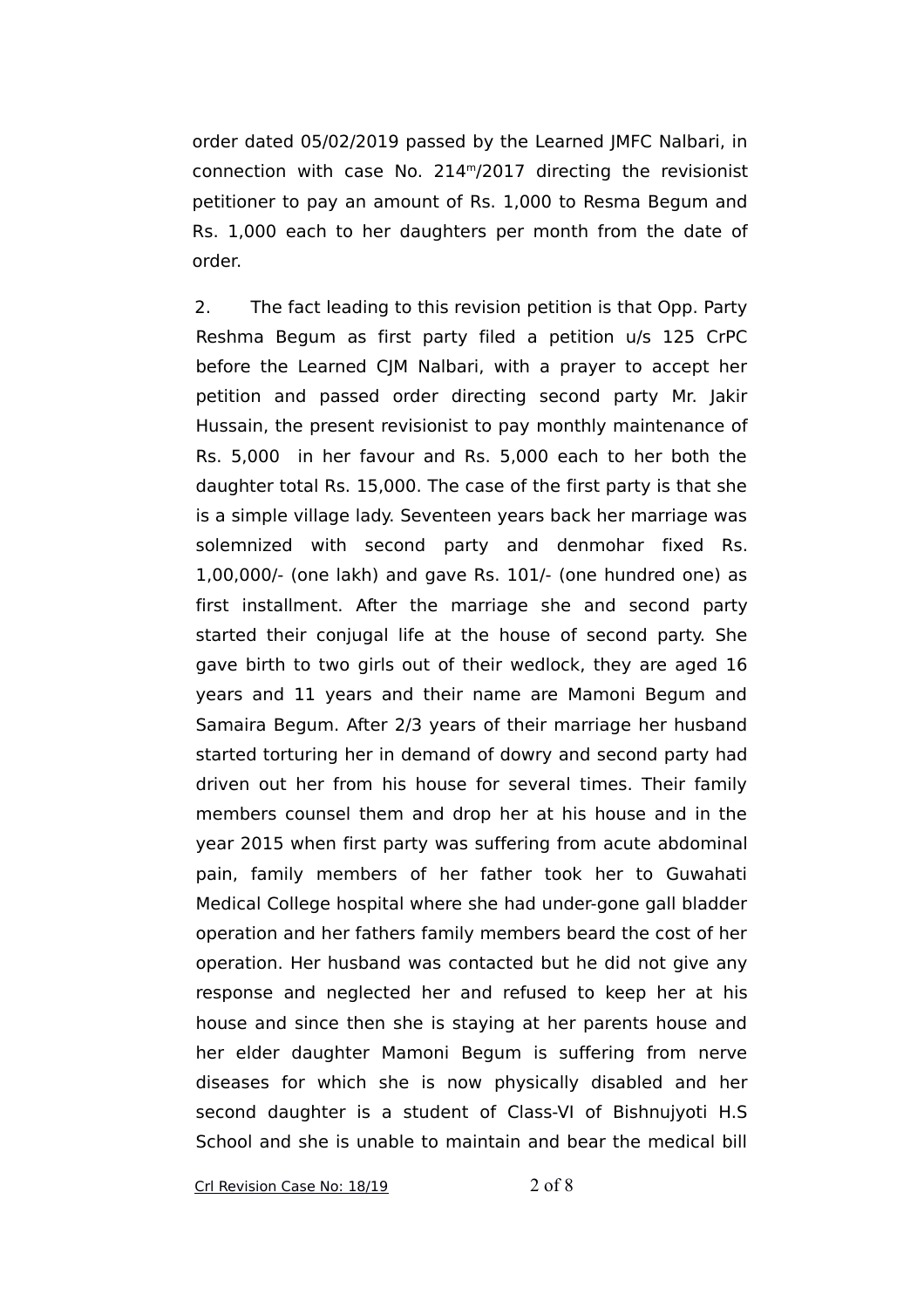order dated 05/02/2019 passed by the Learned JMFC Nalbari, in connection with case No. 214m/2017 directing the revisionist petitioner to pay an amount of Rs. 1,000 to Resma Begum and Rs. 1,000 each to her daughters per month from the date of order.

2. The fact leading to this revision petition is that Opp. Party Reshma Begum as first party filed a petition u/s 125 CrPC before the Learned CJM Nalbari, with a prayer to accept her petition and passed order directing second party Mr. Jakir Hussain, the present revisionist to pay monthly maintenance of Rs. 5,000 in her favour and Rs. 5,000 each to her both the daughter total Rs. 15,000. The case of the first party is that she is a simple village lady. Seventeen years back her marriage was solemnized with second party and denmohar fixed Rs. 1,00,000/- (one lakh) and gave Rs. 101/- (one hundred one) as first installment. After the marriage she and second party started their conjugal life at the house of second party. She gave birth to two girls out of their wedlock, they are aged 16 years and 11 years and their name are Mamoni Begum and Samaira Begum. After 2/3 years of their marriage her husband started torturing her in demand of dowry and second party had driven out her from his house for several times. Their family members counsel them and drop her at his house and in the year 2015 when first party was suffering from acute abdominal pain, family members of her father took her to Guwahati Medical College hospital where she had under-gone gall bladder operation and her fathers family members beard the cost of her operation. Her husband was contacted but he did not give any response and neglected her and refused to keep her at his house and since then she is staying at her parents house and her elder daughter Mamoni Begum is suffering from nerve diseases for which she is now physically disabled and her second daughter is a student of Class-VI of Bishnujyoti H.S School and she is unable to maintain and bear the medical bill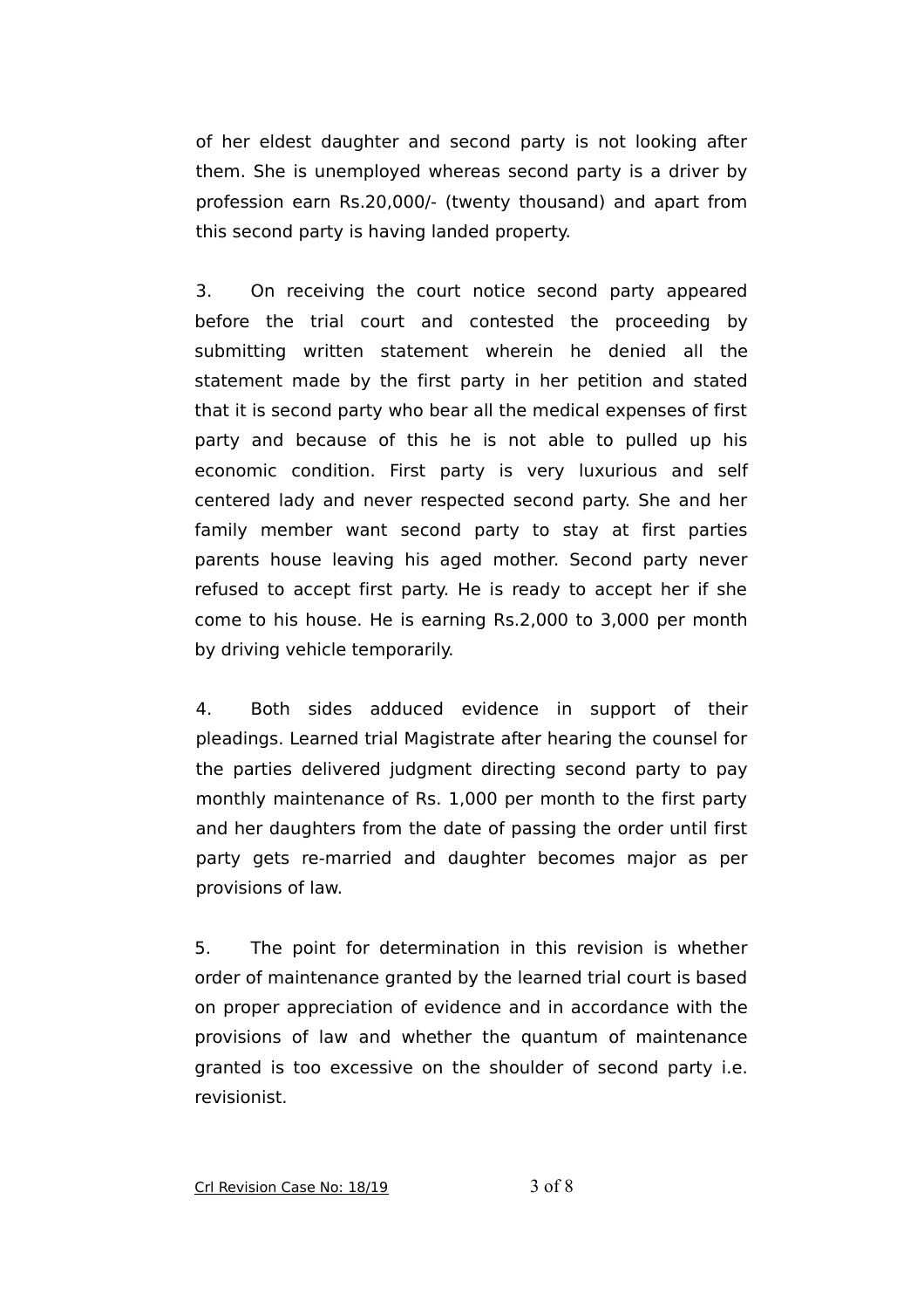of her eldest daughter and second party is not looking after them. She is unemployed whereas second party is a driver by profession earn Rs.20,000/- (twenty thousand) and apart from this second party is having landed property.

3. On receiving the court notice second party appeared before the trial court and contested the proceeding by submitting written statement wherein he denied all the statement made by the first party in her petition and stated that it is second party who bear all the medical expenses of first party and because of this he is not able to pulled up his economic condition. First party is very luxurious and self centered lady and never respected second party. She and her family member want second party to stay at first parties parents house leaving his aged mother. Second party never refused to accept first party. He is ready to accept her if she come to his house. He is earning Rs.2,000 to 3,000 per month by driving vehicle temporarily.

4. Both sides adduced evidence in support of their pleadings. Learned trial Magistrate after hearing the counsel for the parties delivered judgment directing second party to pay monthly maintenance of Rs. 1,000 per month to the first party and her daughters from the date of passing the order until first party gets re-married and daughter becomes major as per provisions of law.

5. The point for determination in this revision is whether order of maintenance granted by the learned trial court is based on proper appreciation of evidence and in accordance with the provisions of law and whether the quantum of maintenance granted is too excessive on the shoulder of second party i.e. revisionist.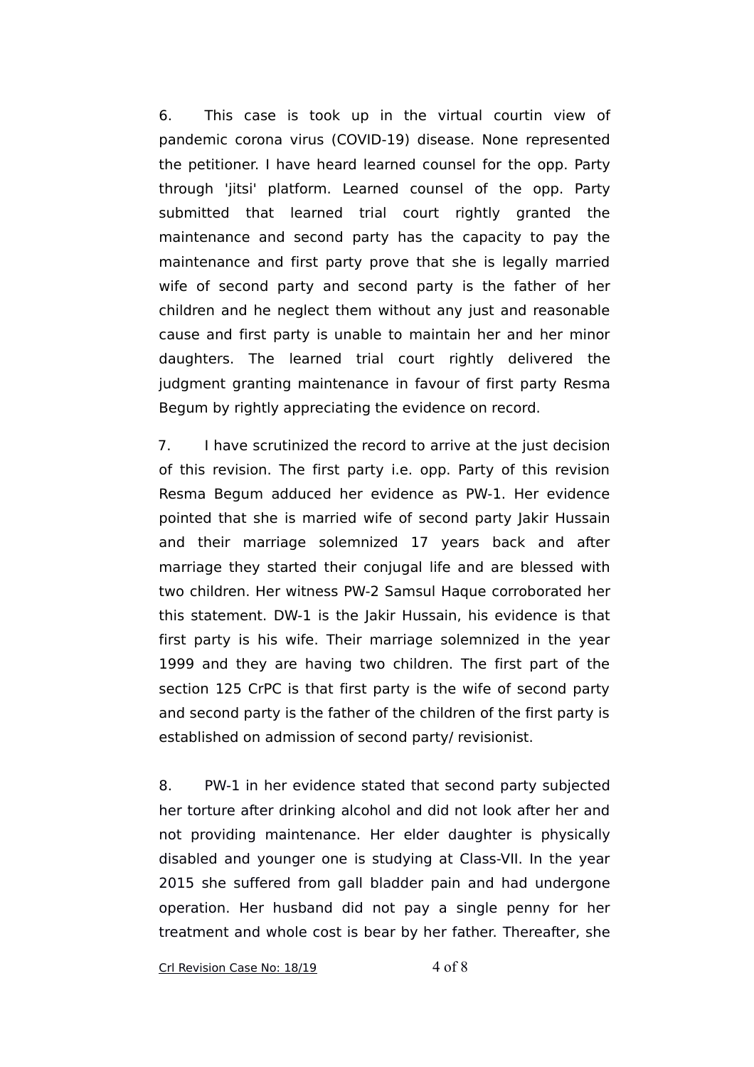6. This case is took up in the virtual courtin view of pandemic corona virus (COVID-19) disease. None represented the petitioner. I have heard learned counsel for the opp. Party through 'jitsi' platform. Learned counsel of the opp. Party submitted that learned trial court rightly granted the maintenance and second party has the capacity to pay the maintenance and first party prove that she is legally married wife of second party and second party is the father of her children and he neglect them without any just and reasonable cause and first party is unable to maintain her and her minor daughters. The learned trial court rightly delivered the judgment granting maintenance in favour of first party Resma Begum by rightly appreciating the evidence on record.

7. I have scrutinized the record to arrive at the just decision of this revision. The first party i.e. opp. Party of this revision Resma Begum adduced her evidence as PW-1. Her evidence pointed that she is married wife of second party Jakir Hussain and their marriage solemnized 17 years back and after marriage they started their conjugal life and are blessed with two children. Her witness PW-2 Samsul Haque corroborated her this statement. DW-1 is the Jakir Hussain, his evidence is that first party is his wife. Their marriage solemnized in the year 1999 and they are having two children. The first part of the section 125 CrPC is that first party is the wife of second party and second party is the father of the children of the first party is established on admission of second party/ revisionist.

8. PW-1 in her evidence stated that second party subjected her torture after drinking alcohol and did not look after her and not providing maintenance. Her elder daughter is physically disabled and younger one is studying at Class-VII. In the year 2015 she suffered from gall bladder pain and had undergone operation. Her husband did not pay a single penny for her treatment and whole cost is bear by her father. Thereafter, she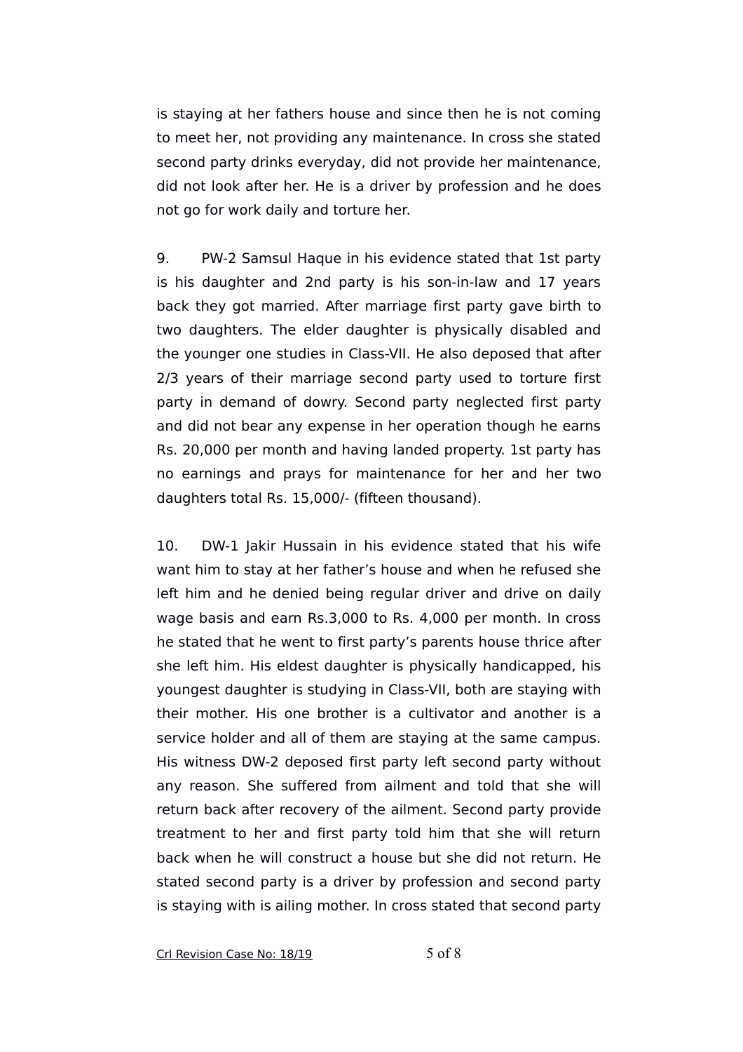is staying at her fathers house and since then he is not coming to meet her, not providing any maintenance. In cross she stated second party drinks everyday, did not provide her maintenance, did not look after her. He is a driver by profession and he does not go for work daily and torture her.

9. PW-2 Samsul Haque in his evidence stated that 1st party is his daughter and 2nd party is his son-in-law and 17 years back they got married. After marriage first party gave birth to two daughters. The elder daughter is physically disabled and the younger one studies in Class-VII. He also deposed that after 2/3 years of their marriage second party used to torture first party in demand of dowry. Second party neglected first party and did not bear any expense in her operation though he earns Rs. 20,000 per month and having landed property. 1st party has no earnings and prays for maintenance for her and her two daughters total Rs. 15,000/- (fifteen thousand).

10. DW-1 Jakir Hussain in his evidence stated that his wife want him to stay at her father's house and when he refused she left him and he denied being regular driver and drive on daily wage basis and earn Rs.3,000 to Rs. 4,000 per month. In cross he stated that he went to first party's parents house thrice after she left him. His eldest daughter is physically handicapped, his youngest daughter is studying in Class-VII, both are staying with their mother. His one brother is a cultivator and another is a service holder and all of them are staying at the same campus. His witness DW-2 deposed first party left second party without any reason. She suffered from ailment and told that she will return back after recovery of the ailment. Second party provide treatment to her and first party told him that she will return back when he will construct a house but she did not return. He stated second party is a driver by profession and second party is staying with is ailing mother. In cross stated that second party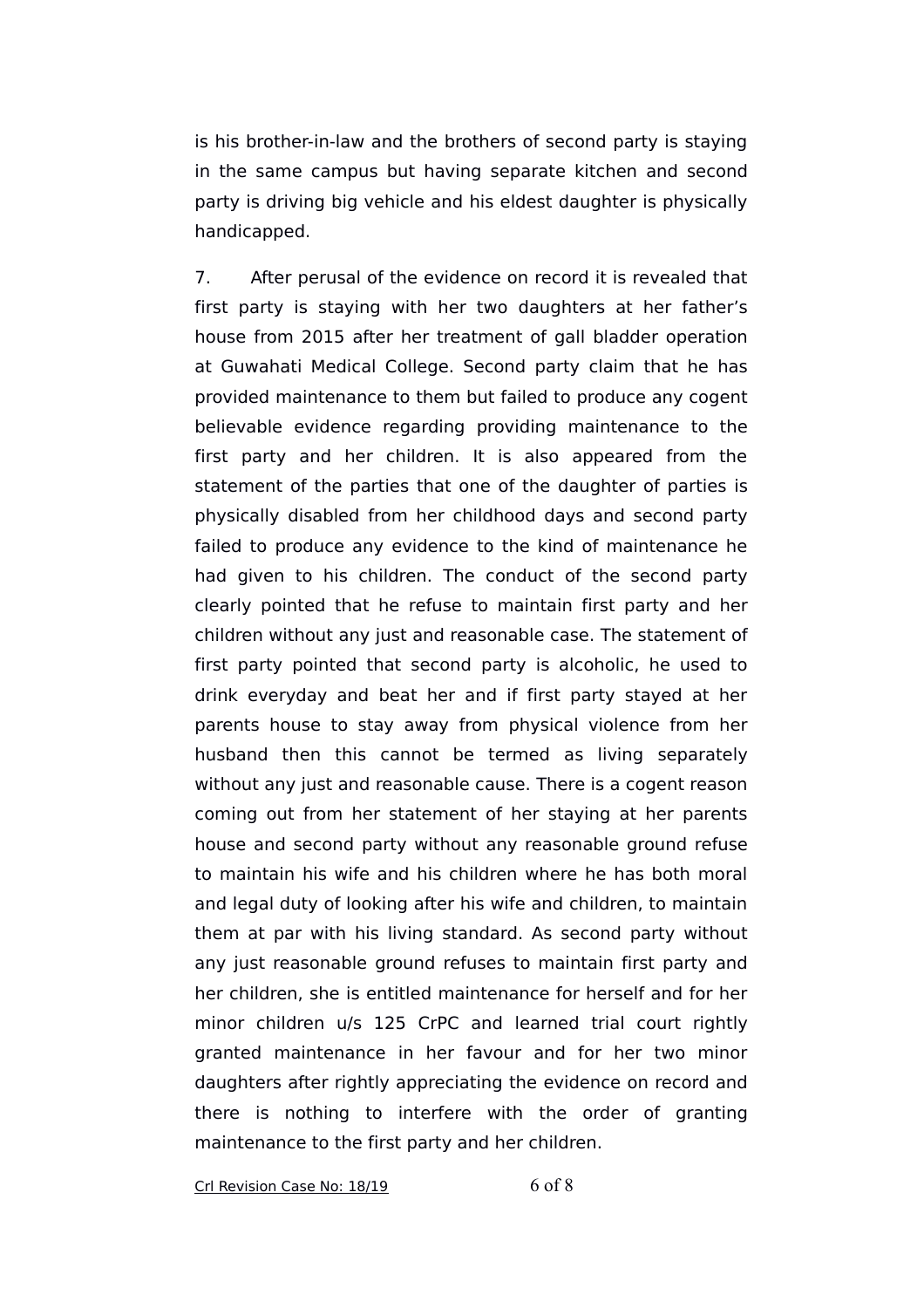is his brother-in-law and the brothers of second party is staying in the same campus but having separate kitchen and second party is driving big vehicle and his eldest daughter is physically handicapped.

7. After perusal of the evidence on record it is revealed that first party is staying with her two daughters at her father's house from 2015 after her treatment of gall bladder operation at Guwahati Medical College. Second party claim that he has provided maintenance to them but failed to produce any cogent believable evidence regarding providing maintenance to the first party and her children. It is also appeared from the statement of the parties that one of the daughter of parties is physically disabled from her childhood days and second party failed to produce any evidence to the kind of maintenance he had given to his children. The conduct of the second party clearly pointed that he refuse to maintain first party and her children without any just and reasonable case. The statement of first party pointed that second party is alcoholic, he used to drink everyday and beat her and if first party stayed at her parents house to stay away from physical violence from her husband then this cannot be termed as living separately without any just and reasonable cause. There is a cogent reason coming out from her statement of her staying at her parents house and second party without any reasonable ground refuse to maintain his wife and his children where he has both moral and legal duty of looking after his wife and children, to maintain them at par with his living standard. As second party without any just reasonable ground refuses to maintain first party and her children, she is entitled maintenance for herself and for her minor children u/s 125 CrPC and learned trial court rightly granted maintenance in her favour and for her two minor daughters after rightly appreciating the evidence on record and there is nothing to interfere with the order of granting maintenance to the first party and her children.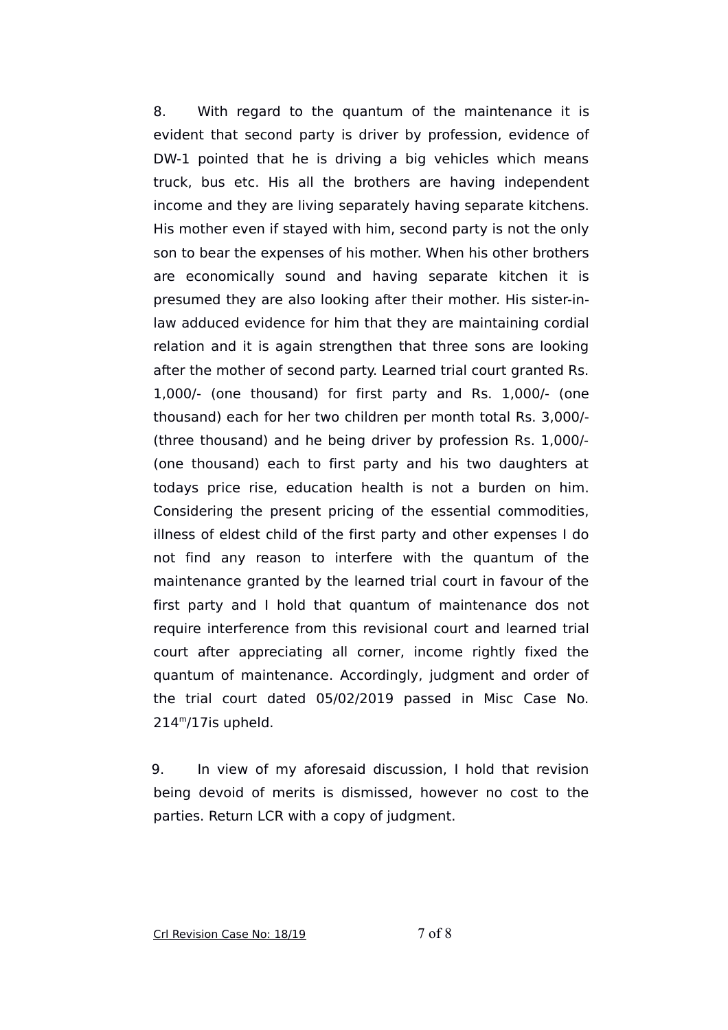8. With regard to the quantum of the maintenance it is evident that second party is driver by profession, evidence of DW-1 pointed that he is driving a big vehicles which means truck, bus etc. His all the brothers are having independent income and they are living separately having separate kitchens. His mother even if stayed with him, second party is not the only son to bear the expenses of his mother. When his other brothers are economically sound and having separate kitchen it is presumed they are also looking after their mother. His sister-in-law adduced evidence for him that they are maintaining cordial relation and it is again strengthen that three sons are looking after the mother of second party. Learned trial court granted Rs. 1,000/- (one thousand) for first party and Rs. 1,000/- (one thousand) each for her two children per month total Rs. 3,000/- (three thousand) and he being driver by profession Rs. 1,000/- (one thousand) each to first party and his two daughters at todays price rise, education health is not a burden on him. Considering the present pricing of the essential commodities, illness of eldest child of the first party and other expenses I do not find any reason to interfere with the quantum of the maintenance granted by the learned trial court in favour of the first party and I hold that quantum of maintenance dos not require interference from this revisional court and learned trial court after appreciating all corner, income rightly fixed the quantum of maintenance. Accordingly, judgment and order of the trial court dated 05/02/2019 passed in Misc Case No. 214m/17is upheld.

9. In view of my aforesaid discussion, I hold that revision being devoid of merits is dismissed, however no cost to the parties. Return LCR with a copy of judgment.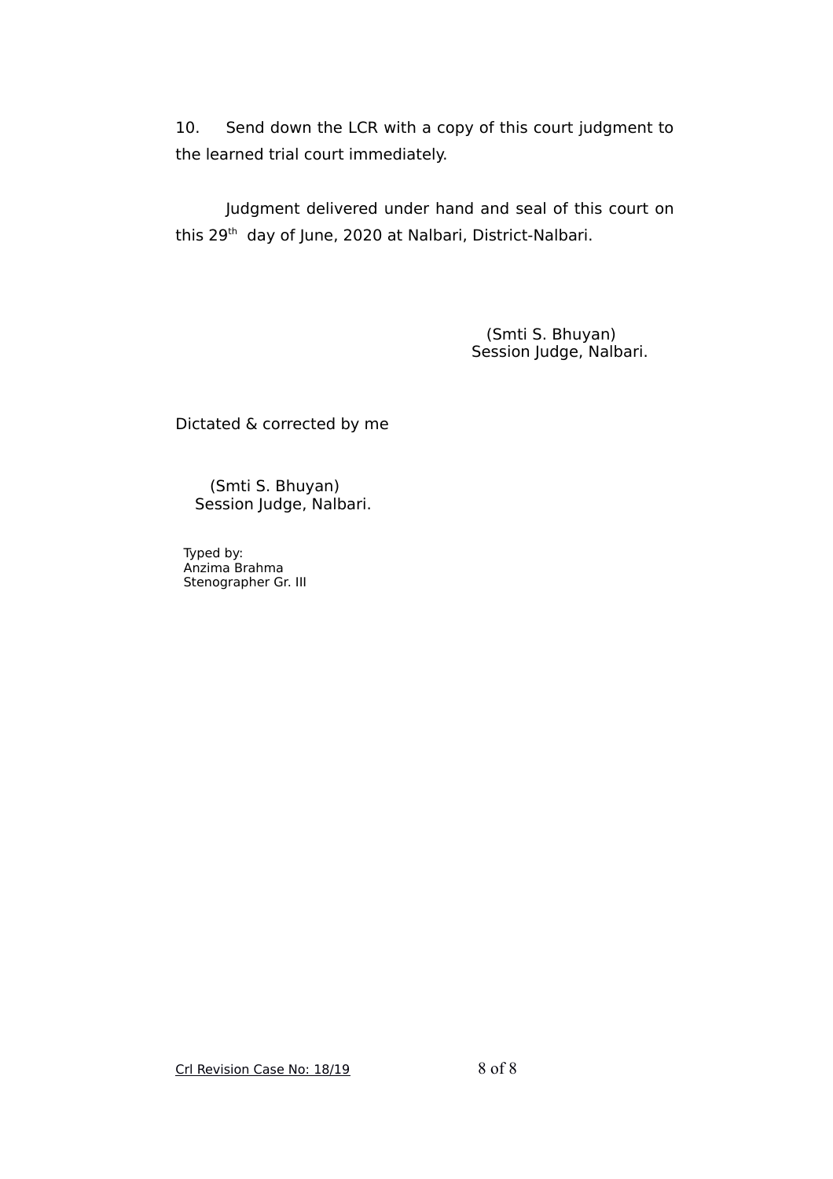10. Send down the LCR with a copy of this court judgment to the learned trial court immediately.

Judgment delivered under hand and seal of this court on this 29th day of June, 2020 at Nalbari, District-Nalbari.

(Smti S. Bhuyan)
Session Judge, Nalbari.

Dictated & corrected by me

(Smti S. Bhuyan)
Session Judge, Nalbari.

Typed by:
Anzima Brahma
Stenographer Gr. III